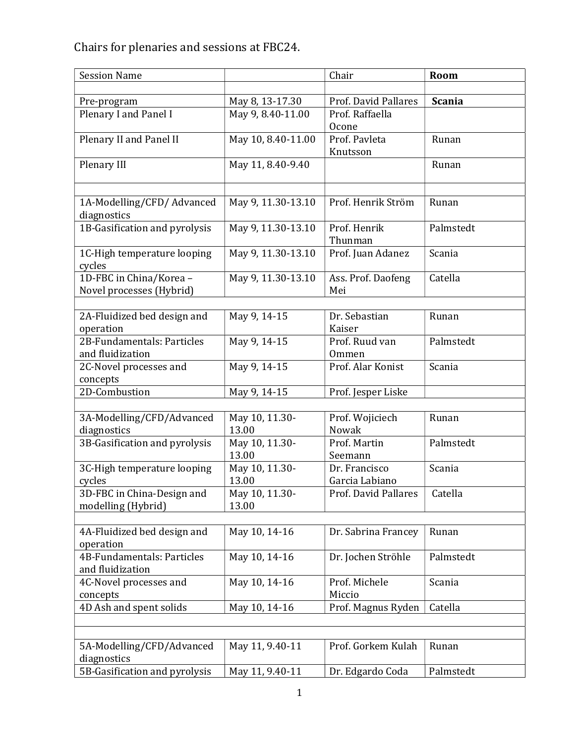Chairs for plenaries and sessions at FBC24.

| Session Name | | Chair | **Room** |
|---|---|---|---|
| | | | |
| Pre-program | May 8, 13-17.30 | Prof. David Pallares | **Scania** |
| Plenary I and Panel I | May 9, 8.40-11.00 | Prof. Raffaella Ocone | |
| Plenary II and Panel II | May 10, 8.40-11.00 | Prof. Pavleta Knutsson | Runan |
| Plenary III | May 11, 8.40-9.40 | | Runan |
| | | | |
| 1A-Modelling/CFD/ Advanced diagnostics | May 9, 11.30-13.10 | Prof. Henrik Ström | Runan |
| 1B-Gasification and pyrolysis | May 9, 11.30-13.10 | Prof. Henrik Thunman | Palmstedt |
| 1C-High temperature looping cycles | May 9, 11.30-13.10 | Prof. Juan Adanez | Scania |
| 1D-FBC in China/Korea – Novel processes (Hybrid) | May 9, 11.30-13.10 | Ass. Prof. Daofeng Mei | Catella |
| | | | |
| 2A-Fluidized bed design and operation | May 9, 14-15 | Dr. Sebastian Kaiser | Runan |
| 2B-Fundamentals: Particles and fluidization | May 9, 14-15 | Prof. Ruud van Ommen | Palmstedt |
| 2C-Novel processes and concepts | May 9, 14-15 | Prof. Alar Konist | Scania |
| 2D-Combustion | May 9, 14-15 | Prof. Jesper Liske | |
| | | | |
| 3A-Modelling/CFD/Advanced diagnostics | May 10, 11.30-13.00 | Prof. Wojiciech Nowak | Runan |
| 3B-Gasification and pyrolysis | May 10, 11.30-13.00 | Prof. Martin Seemann | Palmstedt |
| 3C-High temperature looping cycles | May 10, 11.30-13.00 | Dr. Francisco Garcia Labiano | Scania |
| 3D-FBC in China-Design and modelling (Hybrid) | May 10, 11.30-13.00 | Prof. David Pallares | Catella |
| | | | |
| 4A-Fluidized bed design and operation | May 10, 14-16 | Dr. Sabrina Francey | Runan |
| 4B-Fundamentals: Particles and fluidization | May 10, 14-16 | Dr. Jochen Ströhle | Palmstedt |
| 4C-Novel processes and concepts | May 10, 14-16 | Prof. Michele Miccio | Scania |
| 4D Ash and spent solids | May 10, 14-16 | Prof. Magnus Ryden | Catella |
| | | | |
| | | | |
| 5A-Modelling/CFD/Advanced diagnostics | May 11, 9.40-11 | Prof. Gorkem Kulah | Runan |
| 5B-Gasification and pyrolysis | May 11, 9.40-11 | Dr. Edgardo Coda | Palmstedt |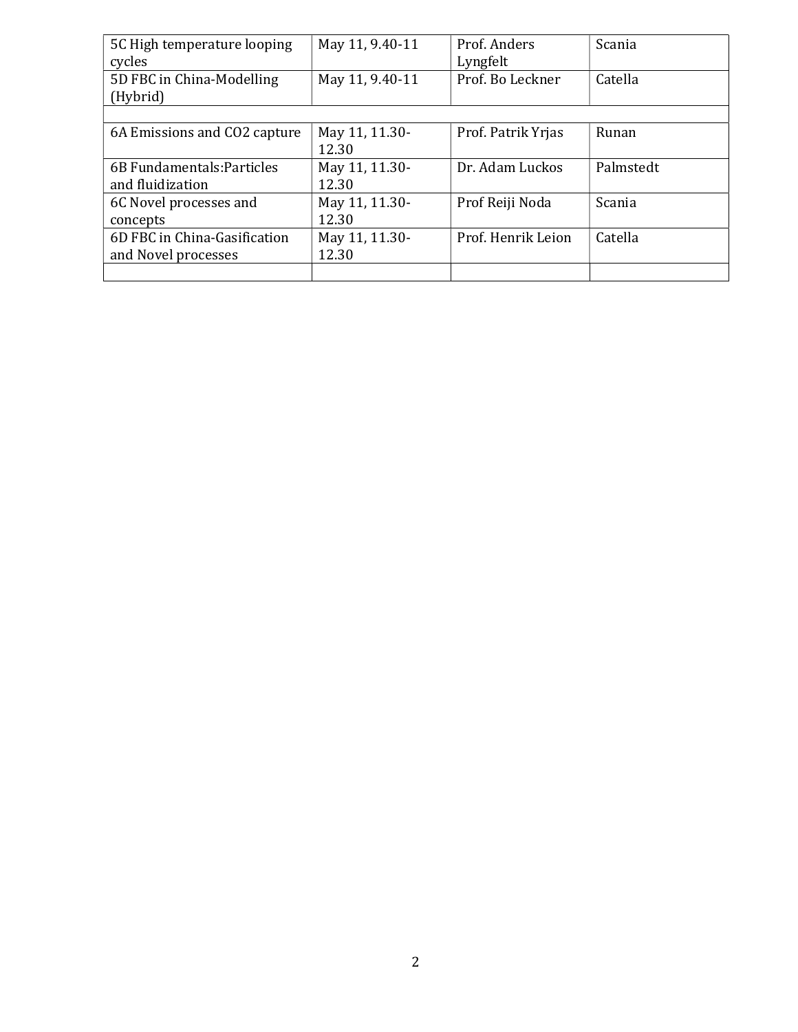| | | | |
|---|---|---|---|
| 5C High temperature looping cycles | May 11, 9.40-11 | Prof. Anders Lyngfelt | Scania |
| 5D FBC in China-Modelling (Hybrid) | May 11, 9.40-11 | Prof. Bo Leckner | Catella |
| | | | |
| 6A Emissions and CO2 capture | May 11, 11.30-12.30 | Prof. Patrik Yrjas | Runan |
| 6B Fundamentals:Particles and fluidization | May 11, 11.30-12.30 | Dr. Adam Luckos | Palmstedt |
| 6C Novel processes and concepts | May 11, 11.30-12.30 | Prof Reiji Noda | Scania |
| 6D FBC in China-Gasification and Novel processes | May 11, 11.30-12.30 | Prof. Henrik Leion | Catella |
| | | | |